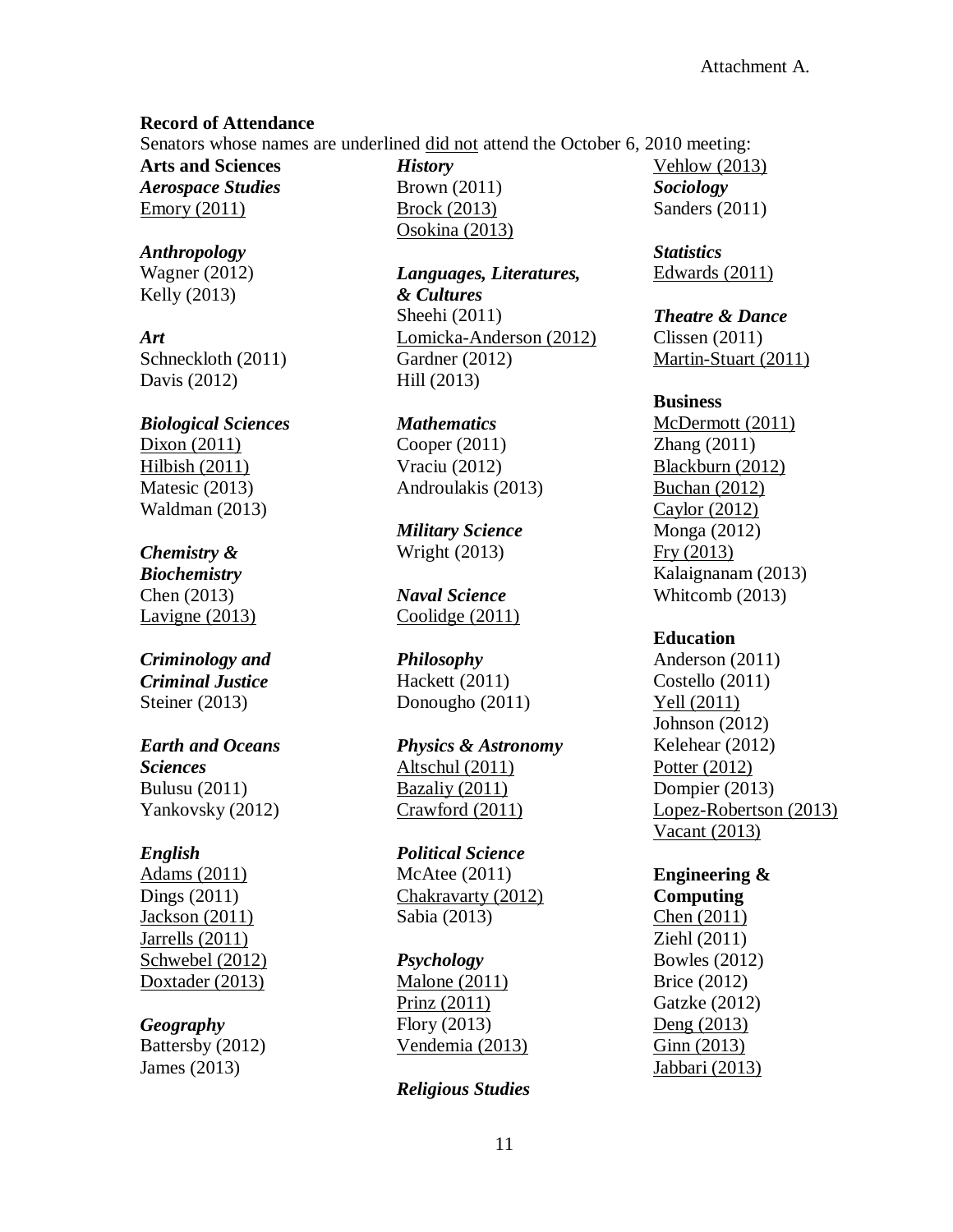Attachment A.

**Record of Attendance**

Senators whose names are underlined <u>did not</u> attend the October 6, 2010 meeting:

**Arts and Sciences**

***Aerospace Studies***
<u>Emory (2011)</u>

***Anthropology***
Wagner (2012)
Kelly (2013)

***Art***
Schneckloth (2011)
Davis (2012)

***Biological Sciences***
<u>Dixon (2011)</u>
<u>Hilbish (2011)</u>
Matesic (2013)
Waldman (2013)

***Chemistry & Biochemistry***
Chen (2013)
<u>Lavigne (2013)</u>

***Criminology and Criminal Justice***
Steiner (2013)

***Earth and Oceans Sciences***
Bulusu (2011)
Yankovsky (2012)

***English***
<u>Adams (2011)</u>
Dings (2011)
<u>Jackson (2011)</u>
<u>Jarrells (2011)</u>
<u>Schwebel (2012)</u>
<u>Doxtader (2013)</u>

***Geography***
Battersby (2012)
James (2013)

***History***
Brown (2011)
<u>Brock (2013)</u>
<u>Osokina (2013)</u>

***Languages, Literatures, & Cultures***
Sheehi (2011)
<u>Lomicka-Anderson (2012)</u>
Gardner (2012)
Hill (2013)

***Mathematics***
Cooper (2011)
Vraciu (2012)
Androulakis (2013)

***Military Science***
Wright (2013)

***Naval Science***
<u>Coolidge (2011)</u>

***Philosophy***
Hackett (2011)
Donougho (2011)

***Physics & Astronomy***
<u>Altschul (2011)</u>
<u>Bazaliy (2011)</u>
<u>Crawford (2011)</u>

***Political Science***
McAtee (2011)
<u>Chakravarty (2012)</u>
Sabia (2013)

***Psychology***
<u>Malone (2011)</u>
<u>Prinz (2011)</u>
Flory (2013)
<u>Vendemia (2013)</u>

***Religious Studies***
<u>Vehlow (2013)</u>

***Sociology***
Sanders (2011)

***Statistics***
<u>Edwards (2011)</u>

***Theatre & Dance***
Clissen (2011)
<u>Martin-Stuart (2011)</u>

**Business**
<u>McDermott (2011)</u>
Zhang (2011)
<u>Blackburn (2012)</u>
<u>Buchan (2012)</u>
<u>Caylor (2012)</u>
Monga (2012)
<u>Fry (2013)</u>
Kalaignanam (2013)
Whitcomb (2013)

**Education**
Anderson (2011)
Costello (2011)
<u>Yell (2011)</u>
Johnson (2012)
Kelehear (2012)
<u>Potter (2012)</u>
Dompier (2013)
<u>Lopez-Robertson (2013)</u>
<u>Vacant (2013)</u>

**Engineering & Computing**
<u>Chen (2011)</u>
Ziehl (2011)
Bowles (2012)
Brice (2012)
Gatzke (2012)
<u>Deng (2013)</u>
<u>Ginn (2013)</u>
<u>Jabbari (2013)</u>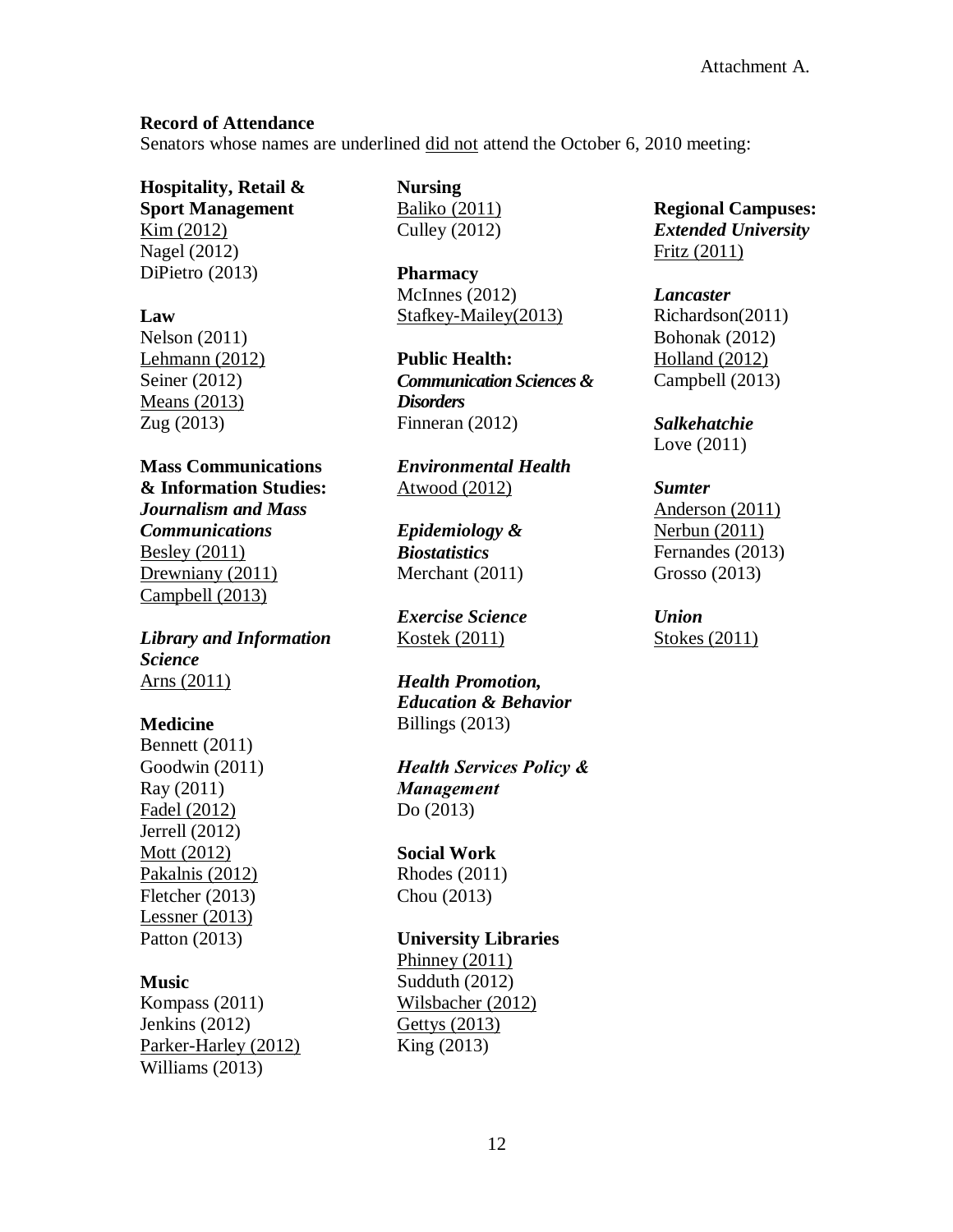Attachment A.

**Record of Attendance**
Senators whose names are underlined <u>did not</u> attend the October 6, 2010 meeting:

**Hospitality, Retail & Sport Management**
<u>Kim (2012)</u>
Nagel (2012)
DiPietro (2013)

**Law**
Nelson (2011)
<u>Lehmann (2012)</u>
Seiner (2012)
<u>Means (2013)</u>
Zug (2013)

**Mass Communications & Information Studies:**
***Journalism and Mass Communications***
<u>Besley (2011)</u>
<u>Drewniany (2011)</u>
<u>Campbell (2013)</u>

***Library and Information Science***
<u>Arns (2011)</u>

**Medicine**
Bennett (2011)
Goodwin (2011)
Ray (2011)
<u>Fadel (2012)</u>
Jerrell (2012)
<u>Mott (2012)</u>
<u>Pakalnis (2012)</u>
Fletcher (2013)
<u>Lessner (2013)</u>
Patton (2013)

**Music**
Kompass (2011)
Jenkins (2012)
<u>Parker-Harley (2012)</u>
Williams (2013)

**Nursing**
<u>Baliko (2011)</u>
Culley (2012)

**Pharmacy**
McInnes (2012)
<u>Stafkey-Mailey(2013)</u>

**Public Health:**
***Communication Sciences & Disorders***
Finneran (2012)

***Environmental Health***
<u>Atwood (2012)</u>

***Epidemiology & Biostatistics***
Merchant (2011)

***Exercise Science***
<u>Kostek (2011)</u>

***Health Promotion, Education & Behavior***
Billings (2013)

***Health Services Policy & Management***
Do (2013)

**Social Work**
Rhodes (2011)
Chou (2013)

**University Libraries**
<u>Phinney (2011)</u>
Sudduth (2012)
<u>Wilsbacher (2012)</u>
<u>Gettys (2013)</u>
King (2013)

**Regional Campuses:**
***Extended University***
<u>Fritz (2011)</u>

***Lancaster***
Richardson(2011)
Bohonak (2012)
<u>Holland (2012)</u>
Campbell (2013)

***Salkehatchie***
Love (2011)

***Sumter***
<u>Anderson (2011)</u>
<u>Nerbun (2011)</u>
Fernandes (2013)
Grosso (2013)

***Union***
<u>Stokes (2011)</u>